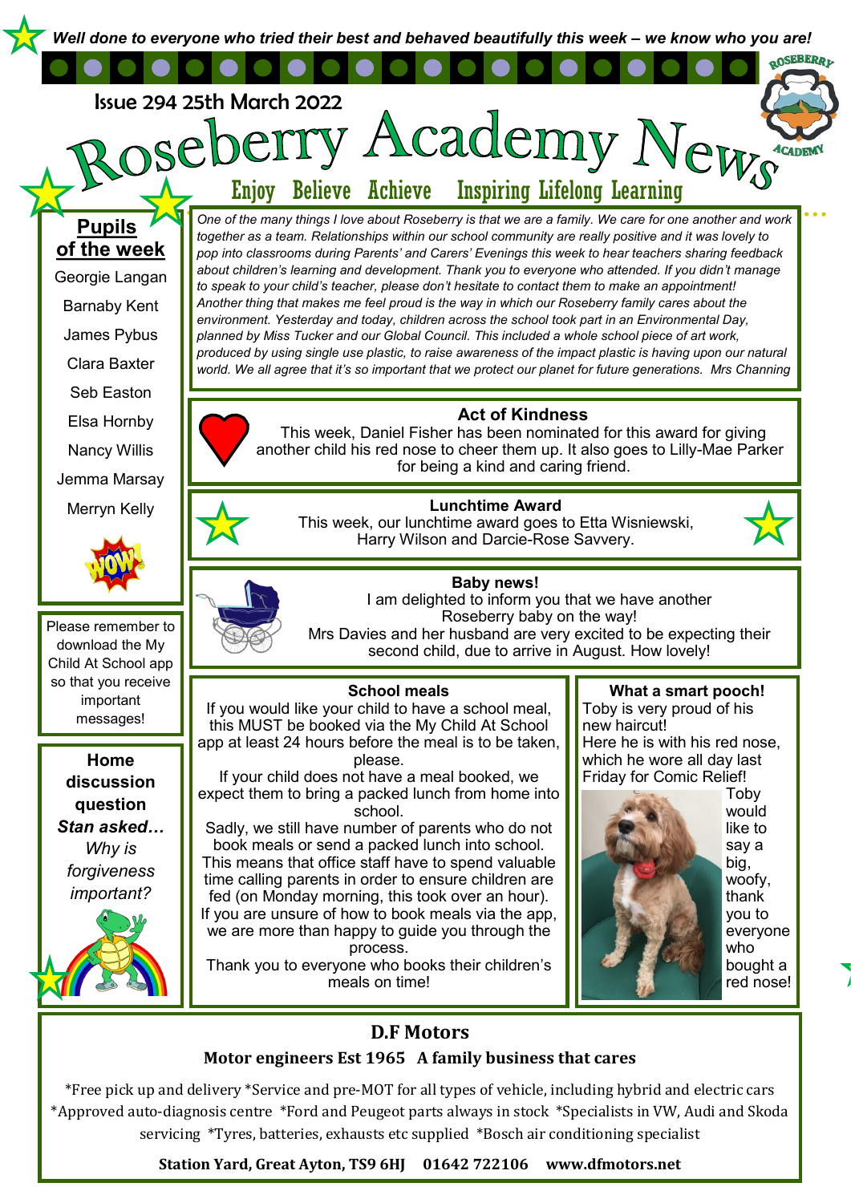*Well done to everyone who tried their best and behaved beautifully this week – we know who you are!*

Issue 294 25th March 2022

# Roseberry Academy News

**Enjoy Believe Achieve Inspiring Lifelong Learning**

*One of the many things I love about Roseberry is that we are a family. We care for one another and work together as a team. Relationships within our school community are really positive and it was lovely to pop into classrooms during Parents' and Carers' Evenings this week to hear teachers sharing feedback about children's learning and development. Thank you to everyone who attended. If you didn't manage to speak to your child's teacher, please don't hesitate to contact them to make an appointment! Another thing that makes me feel proud is the way in which our Roseberry family cares about the environment. Yesterday and today, children across the school took part in an Environmental Day, planned by Miss Tucker and our Global Council. This included a whole school piece of art work, produced by using single use plastic, to raise awareness of the impact plastic is having upon our natural world. We all agree that it's so important that we protect our planet for future generations. Mrs Channing*

## Pupils of the week

Georgie Langan
Barnaby Kent
James Pybus
Clara Baxter
Seb Easton
Elsa Hornby
Nancy Willis
Jemma Marsay
Merryn Kelly

Please remember to download the My Child At School app so that you receive important messages!

**Home discussion question**

***Stan asked…***

*Why is forgiveness important?*

### Act of Kindness

This week, Daniel Fisher has been nominated for this award for giving another child his red nose to cheer them up. It also goes to Lilly-Mae Parker for being a kind and caring friend.

### Lunchtime Award

This week, our lunchtime award goes to Etta Wisniewski, Harry Wilson and Darcie-Rose Savvery.

### Baby news!

I am delighted to inform you that we have another Roseberry baby on the way!
Mrs Davies and her husband are very excited to be expecting their second child, due to arrive in August. How lovely!

### School meals

If you would like your child to have a school meal, this MUST be booked via the My Child At School app at least 24 hours before the meal is to be taken, please.
If your child does not have a meal booked, we expect them to bring a packed lunch from home into school.
Sadly, we still have number of parents who do not book meals or send a packed lunch into school. This means that office staff have to spend valuable time calling parents in order to ensure children are fed (on Monday morning, this took over an hour).
If you are unsure of how to book meals via the app, we are more than happy to guide you through the process.
Thank you to everyone who books their children's meals on time!

### What a smart pooch!

Toby is very proud of his new haircut!
Here he is with his red nose, which he wore all day last Friday for Comic Relief!
Toby would like to say a big, woofy, thank you to everyone who bought a red nose!

## D.F Motors

**Motor engineers Est 1965 A family business that cares**

*Free pick up and delivery *Service and pre-MOT for all types of vehicle, including hybrid and electric cars *Approved auto-diagnosis centre *Ford and Peugeot parts always in stock *Specialists in VW, Audi and Skoda servicing *Tyres, batteries, exhausts etc supplied *Bosch air conditioning specialist

**Station Yard, Great Ayton, TS9 6HJ 01642 722106 www.dfmotors.net**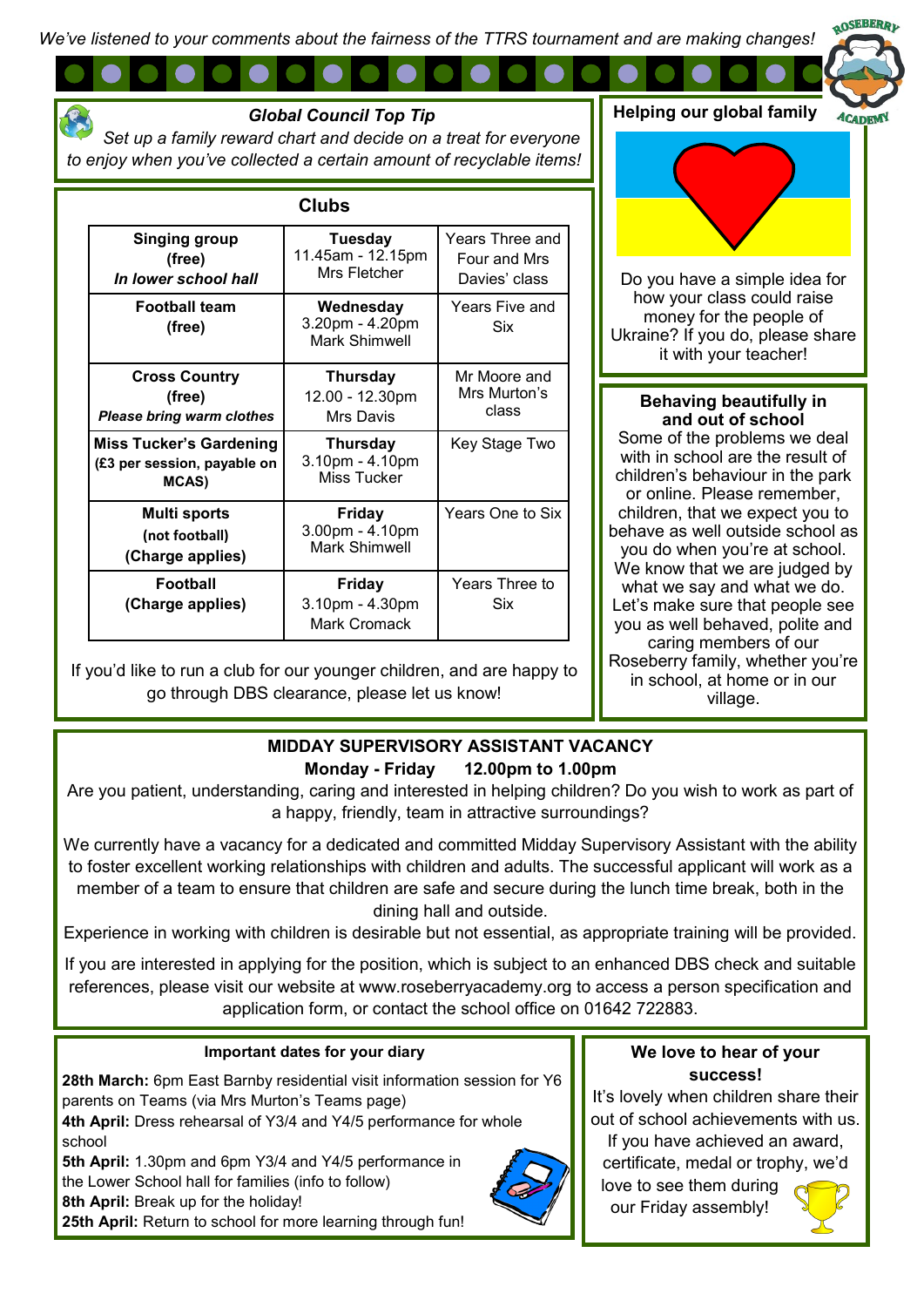*We've listened to your comments about the fairness of the TTRS tournament and are making changes!*

### *Global Council Top Tip*

*Set up a family reward chart and decide on a treat for everyone to enjoy when you've collected a certain amount of recyclable items!*

### Clubs

| | | |
|---|---|---|
| **Singing group (free)** ***In lower school hall*** | **Tuesday** 11.45am - 12.15pm Mrs Fletcher | Years Three and Four and Mrs Davies' class |
| **Football team (free)** | **Wednesday** 3.20pm - 4.20pm Mark Shimwell | Years Five and Six |
| **Cross Country (free)** ***Please bring warm clothes*** | **Thursday** 12.00 - 12.30pm Mrs Davis | Mr Moore and Mrs Murton's class |
| **Miss Tucker's Gardening (£3 per session, payable on MCAS)** | **Thursday** 3.10pm - 4.10pm Miss Tucker | Key Stage Two |
| **Multi sports (not football) (Charge applies)** | **Friday** 3.00pm - 4.10pm Mark Shimwell | Years One to Six |
| **Football (Charge applies)** | **Friday** 3.10pm - 4.30pm Mark Cromack | Years Three to Six |

If you'd like to run a club for our younger children, and are happy to go through DBS clearance, please let us know!

### Helping our global family

Do you have a simple idea for how your class could raise money for the people of Ukraine? If you do, please share it with your teacher!

### Behaving beautifully in and out of school

Some of the problems we deal with in school are the result of children's behaviour in the park or online. Please remember, children, that we expect you to behave as well outside school as you do when you're at school. We know that we are judged by what we say and what we do. Let's make sure that people see you as well behaved, polite and caring members of our Roseberry family, whether you're in school, at home or in our village.

### MIDDAY SUPERVISORY ASSISTANT VACANCY

**Monday - Friday 12.00pm to 1.00pm**

Are you patient, understanding, caring and interested in helping children? Do you wish to work as part of a happy, friendly, team in attractive surroundings?

We currently have a vacancy for a dedicated and committed Midday Supervisory Assistant with the ability to foster excellent working relationships with children and adults. The successful applicant will work as a member of a team to ensure that children are safe and secure during the lunch time break, both in the dining hall and outside.

Experience in working with children is desirable but not essential, as appropriate training will be provided.

If you are interested in applying for the position, which is subject to an enhanced DBS check and suitable references, please visit our website at www.roseberryacademy.org to access a person specification and application form, or contact the school office on 01642 722883.

### Important dates for your diary

**28th March:** 6pm East Barnby residential visit information session for Y6 parents on Teams (via Mrs Murton's Teams page)
**4th April:** Dress rehearsal of Y3/4 and Y4/5 performance for whole school
**5th April:** 1.30pm and 6pm Y3/4 and Y4/5 performance in the Lower School hall for families (info to follow)
**8th April:** Break up for the holiday!
**25th April:** Return to school for more learning through fun!

### We love to hear of your success!

It's lovely when children share their out of school achievements with us. If you have achieved an award, certificate, medal or trophy, we'd love to see them during our Friday assembly!